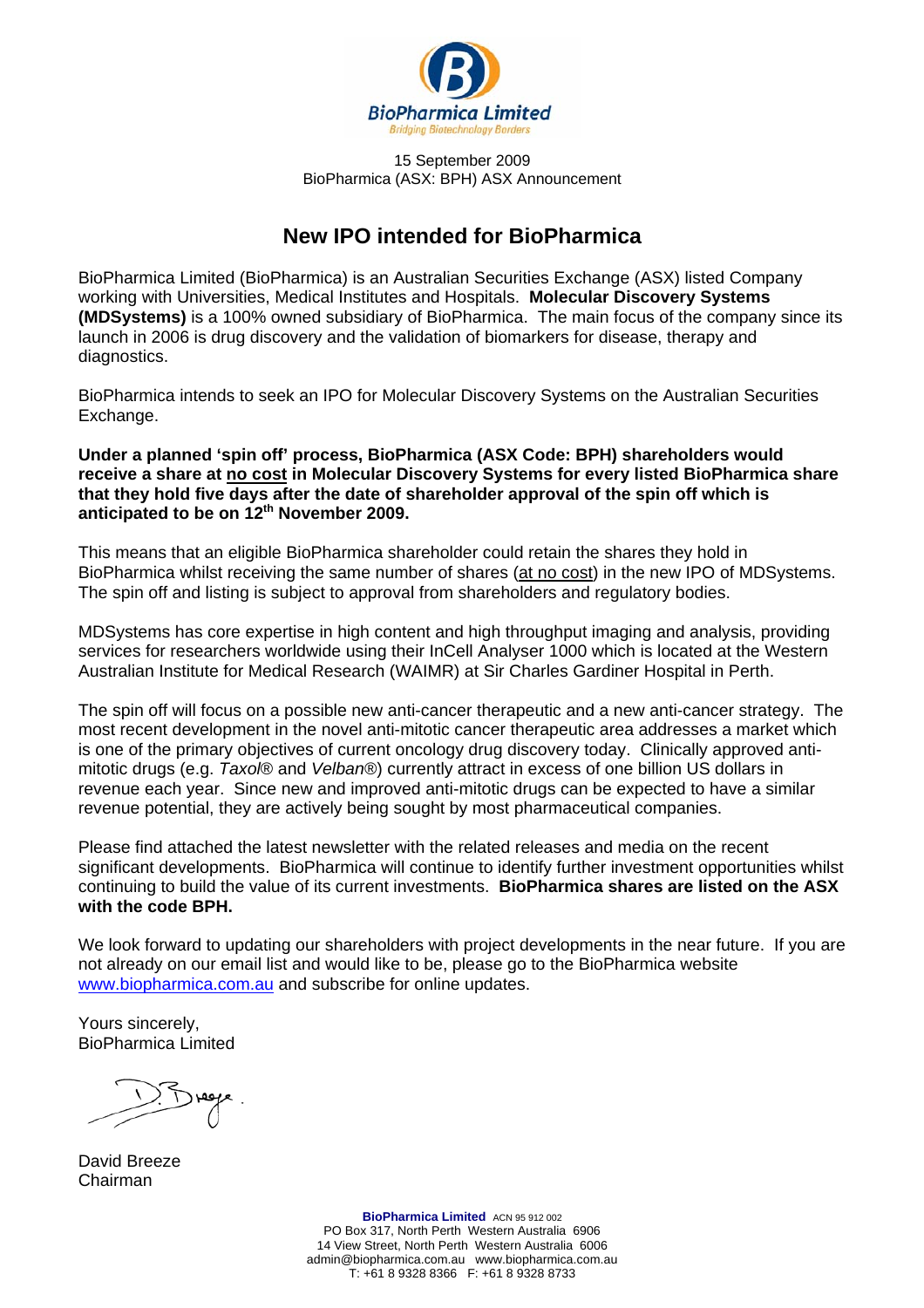15 September 2009
BioPharmica (ASX: BPH) ASX Announcement

# New IPO intended for BioPharmica

BioPharmica Limited (BioPharmica) is an Australian Securities Exchange (ASX) listed Company working with Universities, Medical Institutes and Hospitals. **Molecular Discovery Systems (MDSystems)** is a 100% owned subsidiary of BioPharmica. The main focus of the company since its launch in 2006 is drug discovery and the validation of biomarkers for disease, therapy and diagnostics.

BioPharmica intends to seek an IPO for Molecular Discovery Systems on the Australian Securities Exchange.

**Under a planned 'spin off' process, BioPharmica (ASX Code: BPH) shareholders would receive a share at no cost in Molecular Discovery Systems for every listed BioPharmica share that they hold five days after the date of shareholder approval of the spin off which is anticipated to be on 12th November 2009.**

This means that an eligible BioPharmica shareholder could retain the shares they hold in BioPharmica whilst receiving the same number of shares (at no cost) in the new IPO of MDSystems. The spin off and listing is subject to approval from shareholders and regulatory bodies.

MDSystems has core expertise in high content and high throughput imaging and analysis, providing services for researchers worldwide using their InCell Analyser 1000 which is located at the Western Australian Institute for Medical Research (WAIMR) at Sir Charles Gardiner Hospital in Perth.

The spin off will focus on a possible new anti-cancer therapeutic and a new anti-cancer strategy. The most recent development in the novel anti-mitotic cancer therapeutic area addresses a market which is one of the primary objectives of current oncology drug discovery today. Clinically approved anti-mitotic drugs (e.g. *Taxol*® and *Velban*®) currently attract in excess of one billion US dollars in revenue each year. Since new and improved anti-mitotic drugs can be expected to have a similar revenue potential, they are actively being sought by most pharmaceutical companies.

Please find attached the latest newsletter with the related releases and media on the recent significant developments. BioPharmica will continue to identify further investment opportunities whilst continuing to build the value of its current investments. **BioPharmica shares are listed on the ASX with the code BPH.**

We look forward to updating our shareholders with project developments in the near future. If you are not already on our email list and would like to be, please go to the BioPharmica website www.biopharmica.com.au and subscribe for online updates.

Yours sincerely,
BioPharmica Limited

David Breeze
Chairman

**BioPharmica Limited** ACN 95 912 002
PO Box 317, North Perth Western Australia 6906
14 View Street, North Perth Western Australia 6006
admin@biopharmica.com.au www.biopharmica.com.au
T: +61 8 9328 8366 F: +61 8 9328 8733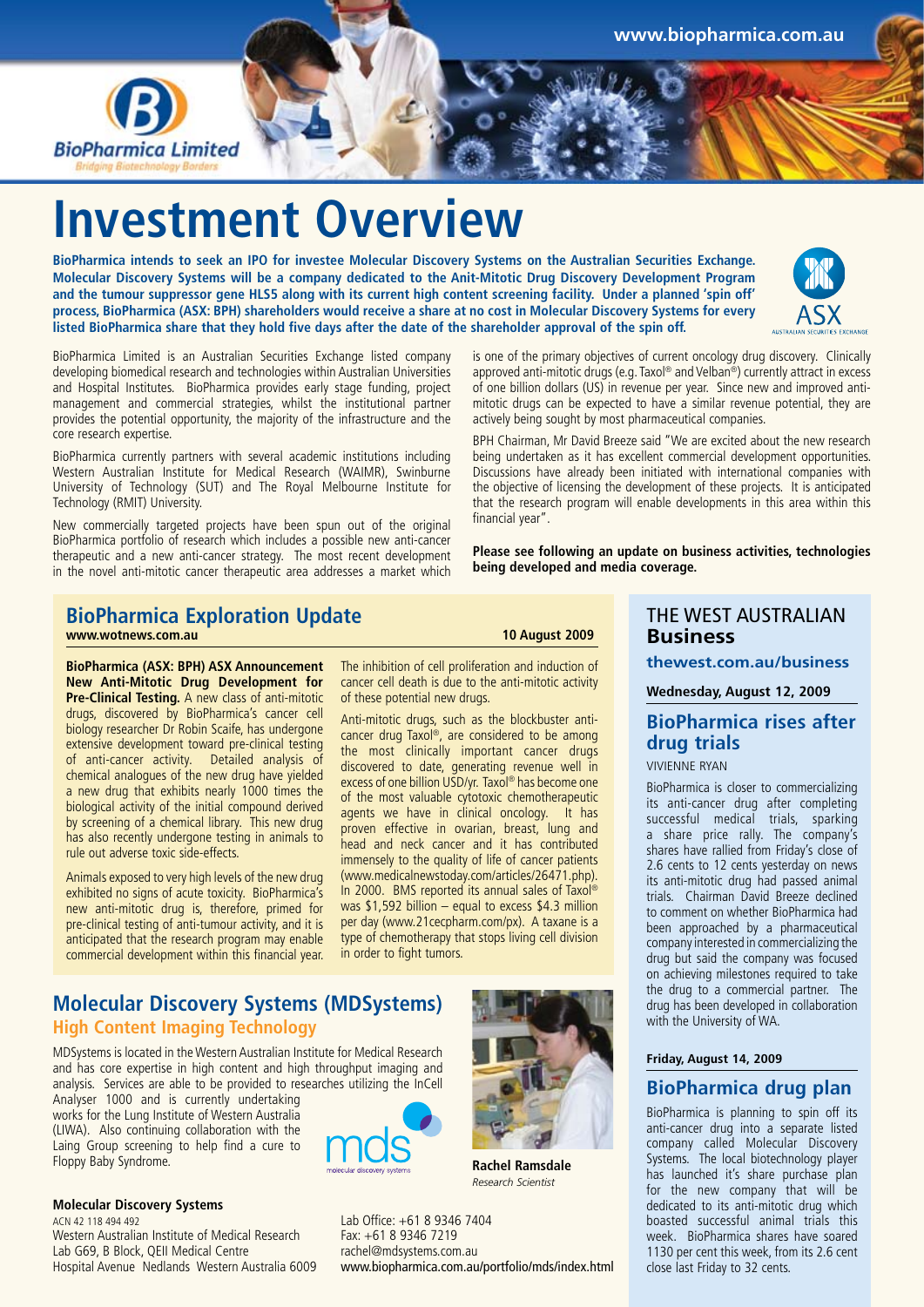www.biopharmica.com.au

BioPharmica Limited
Bridging Biotechnology Borders

# Investment Overview

**BioPharmica intends to seek an IPO for investee Molecular Discovery Systems on the Australian Securities Exchange. Molecular Discovery Systems will be a company dedicated to the Anit-Mitotic Drug Discovery Development Program and the tumour suppressor gene HLS5 along with its current high content screening facility. Under a planned 'spin off' process, BioPharmica (ASX: BPH) shareholders would receive a share at no cost in Molecular Discovery Systems for every listed BioPharmica share that they hold five days after the date of the shareholder approval of the spin off.**

BioPharmica Limited is an Australian Securities Exchange listed company developing biomedical research and technologies within Australian Universities and Hospital Institutes. BioPharmica provides early stage funding, project management and commercial strategies, whilst the institutional partner provides the potential opportunity, the majority of the infrastructure and the core research expertise.

BioPharmica currently partners with several academic institutions including Western Australian Institute for Medical Research (WAIMR), Swinburne University of Technology (SUT) and The Royal Melbourne Institute for Technology (RMIT) University.

New commercially targeted projects have been spun out of the original BioPharmica portfolio of research which includes a possible new anti-cancer therapeutic and a new anti-cancer strategy. The most recent development in the novel anti-mitotic cancer therapeutic area addresses a market which is one of the primary objectives of current oncology drug discovery. Clinically approved anti-mitotic drugs (e.g. Taxol® and Velban®) currently attract in excess of one billion dollars (US) in revenue per year. Since new and improved anti-mitotic drugs can be expected to have a similar revenue potential, they are actively being sought by most pharmaceutical companies.

BPH Chairman, Mr David Breeze said "We are excited about the new research being undertaken as it has excellent commercial development opportunities. Discussions have already been initiated with international companies with the objective of licensing the development of these projects. It is anticipated that the research program will enable developments in this area within this financial year".

**Please see following an update on business activities, technologies being developed and media coverage.**

## BioPharmica Exploration Update

**www.wotnews.com.au** — **10 August 2009**

**BioPharmica (ASX: BPH) ASX Announcement New Anti-Mitotic Drug Development for Pre-Clinical Testing.** A new class of anti-mitotic drugs, discovered by BioPharmica's cancer cell biology researcher Dr Robin Scaife, has undergone extensive development toward pre-clinical testing of anti-cancer activity. Detailed analysis of chemical analogues of the new drug have yielded a new drug that exhibits nearly 1000 times the biological activity of the initial compound derived by screening of a chemical library. This new drug has also recently undergone testing in animals to rule out adverse toxic side-effects.

Animals exposed to very high levels of the new drug exhibited no signs of acute toxicity. BioPharmica's new anti-mitotic drug is, therefore, primed for pre-clinical testing of anti-tumour activity, and it is anticipated that the research program may enable commercial development within this financial year.

The inhibition of cell proliferation and induction of cancer cell death is due to the anti-mitotic activity of these potential new drugs.

Anti-mitotic drugs, such as the blockbuster anti-cancer drug Taxol®, are considered to be among the most clinically important cancer drugs discovered to date, generating revenue well in excess of one billion USD/yr. Taxol® has become one of the most valuable cytotoxic chemotherapeutic agents we have in clinical oncology. It has proven effective in ovarian, breast, lung and head and neck cancer and it has contributed immensely to the quality of life of cancer patients (www.medicalnewstoday.com/articles/26471.php). In 2000. BMS reported its annual sales of Taxol® was $1,592 billion – equal to excess $4.3 million per day (www.21cecpharm.com/px). A taxane is a type of chemotherapy that stops living cell division in order to fight tumors.

## Molecular Discovery Systems (MDSystems)

### High Content Imaging Technology

MDSystems is located in the Western Australian Institute for Medical Research and has core expertise in high content and high throughput imaging and analysis. Services are able to be provided to researches utilizing the InCell Analyser 1000 and is currently undertaking works for the Lung Institute of Western Australia (LIWA). Also continuing collaboration with the Laing Group screening to help find a cure to Floppy Baby Syndrome.

mds molecular discovery systems

**Rachel Ramsdale**
*Research Scientist*

**Molecular Discovery Systems**
ACN 42 118 494 492
Western Australian Institute of Medical Research
Lab G69, B Block, QEII Medical Centre
Hospital Avenue Nedlands Western Australia 6009

Lab Office: +61 8 9346 7404
Fax: +61 8 9346 7219
rachel@mdsystems.com.au
www.biopharmica.com.au/portfolio/mds/index.html

## THE WEST AUSTRALIAN Business

**thewest.com.au/business**

**Wednesday, August 12, 2009**

### BioPharmica rises after drug trials

VIVIENNE RYAN

BioPharmica is closer to commercializing its anti-cancer drug after completing successful medical trials, sparking a share price rally. The company's shares have rallied from Friday's close of 2.6 cents to 12 cents yesterday on news its anti-mitotic drug had passed animal trials. Chairman David Breeze declined to comment on whether BioPharmica had been approached by a pharmaceutical company interested in commercializing the drug but said the company was focused on achieving milestones required to take the drug to a commercial partner. The drug has been developed in collaboration with the University of WA.

**Friday, August 14, 2009**

### BioPharmica drug plan

BioPharmica is planning to spin off its anti-cancer drug into a separate listed company called Molecular Discovery Systems. The local biotechnology player has launched it's share purchase plan for the new company that will be dedicated to its anti-mitotic drug which boasted successful animal trials this week. BioPharmica shares have soared 1130 per cent this week, from its 2.6 cent close last Friday to 32 cents.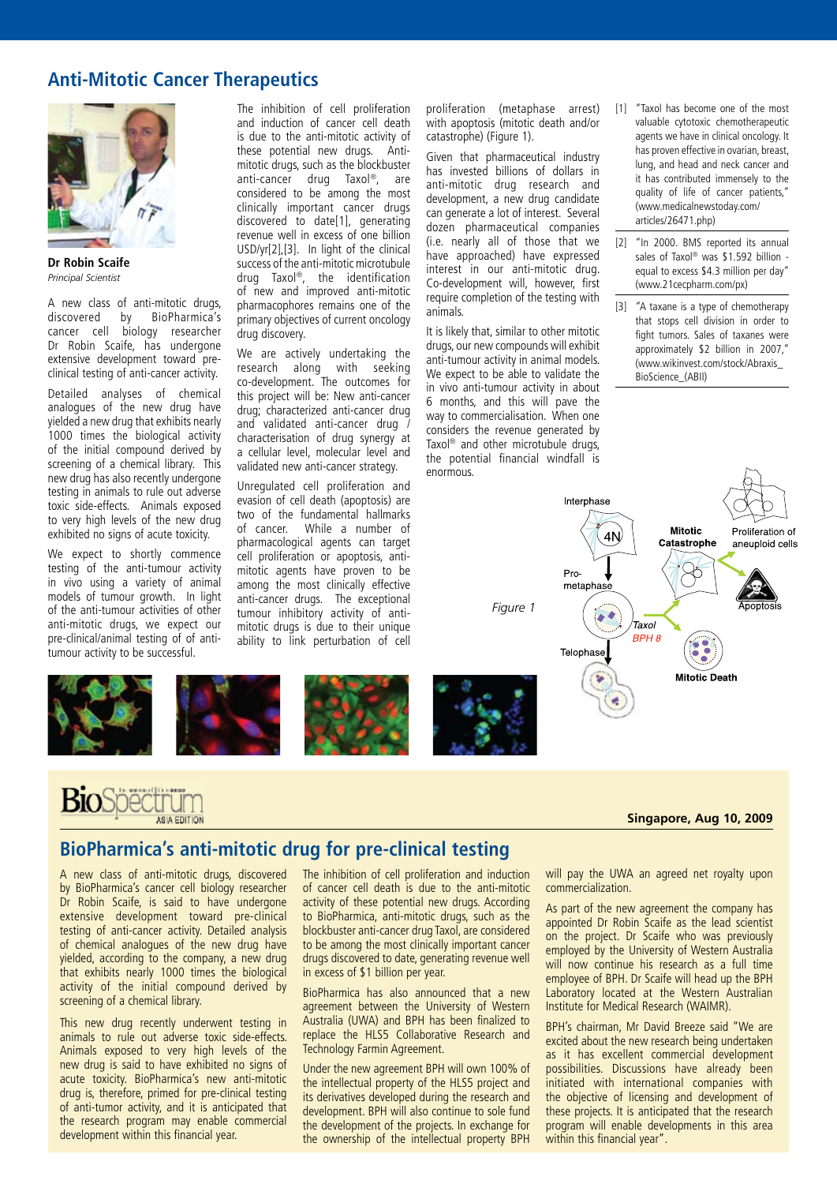## Anti-Mitotic Cancer Therapeutics

**Dr Robin Scaife**
*Principal Scientist*

A new class of anti-mitotic drugs, discovered by BioPharmica's cancer cell biology researcher Dr Robin Scaife, has undergone extensive development toward pre-clinical testing of anti-cancer activity.

Detailed analyses of chemical analogues of the new drug have yielded a new drug that exhibits nearly 1000 times the biological activity of the initial compound derived by screening of a chemical library. This new drug has also recently undergone testing in animals to rule out adverse toxic side-effects. Animals exposed to very high levels of the new drug exhibited no signs of acute toxicity.

We expect to shortly commence testing of the anti-tumour activity in vivo using a variety of animal models of tumour growth. In light of the anti-tumour activities of other anti-mitotic drugs, we expect our pre-clinical/animal testing of anti-tumour activity to be successful.

The inhibition of cell proliferation and induction of cancer cell death is due to the anti-mitotic activity of these potential new drugs. Anti-mitotic drugs, such as the blockbuster anti-cancer drug Taxol®, are considered to be among the most clinically important cancer drugs discovered to date[1], generating revenue well in excess of one billion USD/yr[2],[3]. In light of the clinical success of the anti-mitotic microtubule drug Taxol®, the identification of new and improved anti-mitotic pharmacophores remains one of the primary objectives of current oncology drug discovery.

We are actively undertaking the research along with seeking co-development. The outcomes for this project will be: New anti-cancer drug; characterized anti-cancer drug and validated anti-cancer drug / characterisation of drug synergy at a cellular level, molecular level and validated new anti-cancer strategy.

Unregulated cell proliferation and evasion of cell death (apoptosis) are two of the fundamental hallmarks of cancer. While a number of pharmacological agents can target cell proliferation or apoptosis, anti-mitotic agents have proven to be among the most clinically effective anti-cancer drugs. The exceptional tumour inhibitory activity of anti-mitotic drugs is due to their unique ability to link perturbation of cell proliferation (metaphase arrest) with apoptosis (mitotic death and/or catastrophe) (Figure 1).

Given that pharmaceutical industry has invested billions of dollars in anti-mitotic drug research and development, a new drug candidate can generate a lot of interest. Several dozen pharmaceutical companies (i.e. nearly all of those that we have approached) have expressed interest in our anti-mitotic drug. Co-development will, however, first require completion of the testing with animals.

It is likely that, similar to other mitotic drugs, our new compounds will exhibit anti-tumour activity in animal models. We expect to be able to validate the in vivo anti-tumour activity in about 6 months, and this will pave the way to commercialisation. When one considers the revenue generated by Taxol® and other microtubule drugs, the potential financial windfall is enormous.

[1] "Taxol has become one of the most valuable cytotoxic chemotherapeutic agents we have in clinical oncology. It has proven effective in ovarian, breast, lung, and head and neck cancer and it has contributed immensely to the quality of life of cancer patients," (www.medicalnewstoday.com/articles/26471.php)

[2] "In 2000. BMS reported its annual sales of Taxol® was $1.592 billion - equal to excess $4.3 million per day" (www.21cecpharm.com/px)

[3] "A taxane is a type of chemotherapy that stops cell division in order to fight tumors. Sales of taxanes were approximately $2 billion in 2007," (www.wikinvest.com/stock/Abraxis_BioScience_(ABII))

Interphase, 4N, Pro-metaphase, Telophase, Taxol, BPH 8, Mitotic Catastrophe, Proliferation of aneuploid cells, Apoptosis, Mitotic Death

Figure 1

---

**BioSpectrum ASIA EDITION**

**Singapore, Aug 10, 2009**

## BioPharmica's anti-mitotic drug for pre-clinical testing

A new class of anti-mitotic drugs, discovered by BioPharmica's cancer cell biology researcher Dr Robin Scaife, is said to have undergone extensive development toward pre-clinical testing of anti-cancer activity. Detailed analyses of chemical analogues of the new drug have yielded, according to the company, a new drug that exhibits nearly 1000 times the biological activity of the initial compound derived by screening of a chemical library.

This new drug recently underwent testing in animals to rule out adverse toxic side-effects. Animals exposed to very high levels of the new drug is said to have exhibited no signs of acute toxicity. BioPharmica's new anti-mitotic drug is, therefore, primed for pre-clinical testing of anti-tumor activity, and it is anticipated that the research program may enable commercial development within this financial year.

The inhibition of cell proliferation and induction of cancer cell death is due to the anti-mitotic activity of these potential new drugs. According to BioPharmica, anti-mitotic drugs, such as the blockbuster anti-cancer drug Taxol, are considered to be among the most clinically important cancer drugs discovered to date, generating revenue well in excess of $1 billion per year.

BioPharmica has also announced that a new agreement between the University of Western Australia (UWA) and BPH has been finalized to replace the HLS5 Collaborative Research and Technology Farmin Agreement.

Under the new agreement BPH will own 100% of the intellectual property of the HLS5 project and its derivatives developed during the research and development. BPH will also continue to sole fund the development of the projects. In exchange for the ownership of the intellectual property BPH will pay the UWA an agreed net royalty upon commercialization.

As part of the new agreement the company has appointed Dr Robin Scaife as the lead scientist on the project. Dr Scaife who was previously employed by the University of Western Australia will now continue his research as a full time employee of BPH. Dr Scaife will head up the BPH Laboratory located at the Western Australian Institute for Medical Research (WAIMR).

BPH's chairman, Mr David Breeze said "We are excited about the new research being undertaken as it has excellent commercial development possibilities. Discussions have already been initiated with international companies with the objective of licensing and development of these projects. It is anticipated that the research program will enable developments in this area within this financial year".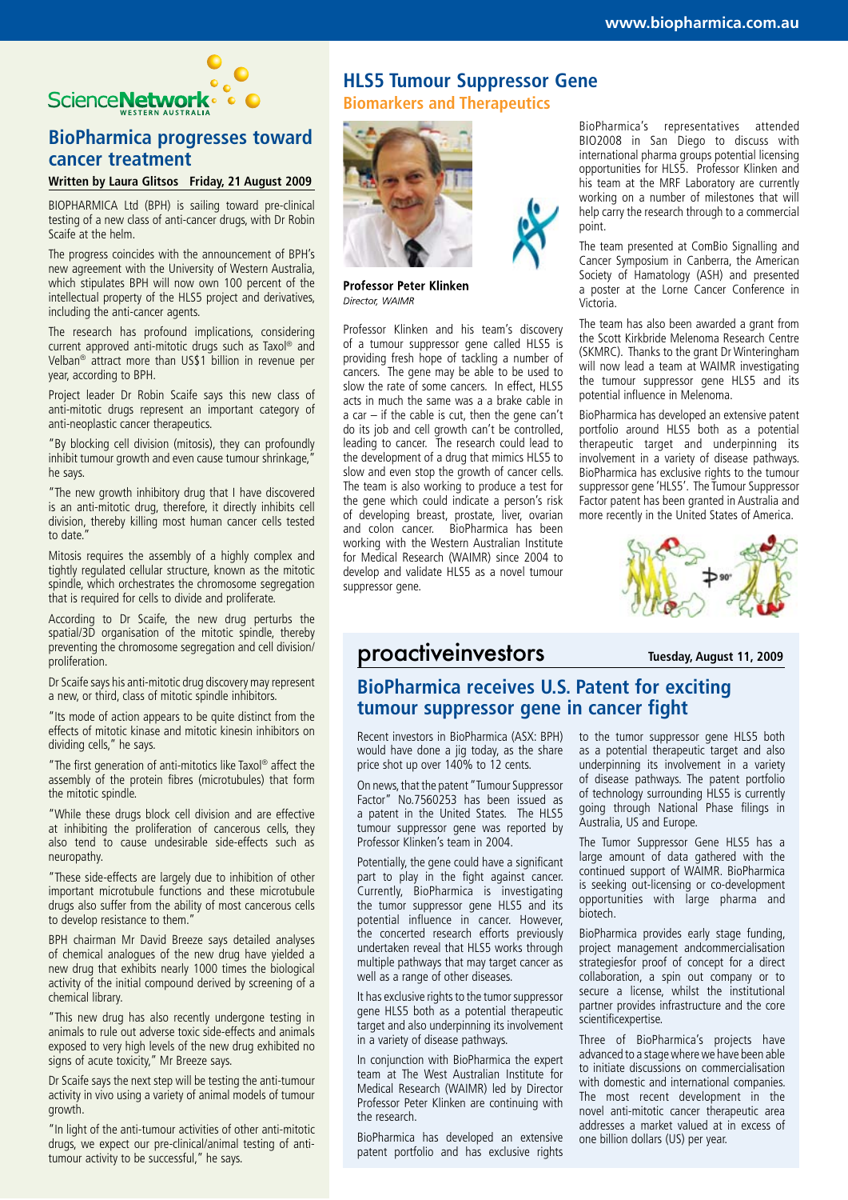ScienceNetwork WESTERN AUSTRALIA

## BioPharmica progresses toward cancer treatment

**Written by Laura Glitsos Friday, 21 August 2009**

BIOPHARMICA Ltd (BPH) is sailing toward pre-clinical testing of a new class of anti-cancer drugs, with Dr Robin Scaife at the helm.

The progress coincides with the announcement of BPH's new agreement with the University of Western Australia, which stipulates BPH will now own 100 percent of the intellectual property of the HLS5 project and derivatives, including the anti-cancer agents.

The research has profound implications, considering current approved anti-mitotic drugs such as Taxol® and Velban® attract more than US$1 billion in revenue per year, according to BPH.

Project leader Dr Robin Scaife says this new class of anti-mitotic drugs represent an important category of anti-neoplastic cancer therapeutics.

"By blocking cell division (mitosis), they can profoundly inhibit tumour growth and even cause tumour shrinkage," he says.

"The new growth inhibitory drug that I have discovered is an anti-mitotic drug, therefore, it directly inhibits cell division, thereby killing most human cancer cells tested to date."

Mitosis requires the assembly of a highly complex and tightly regulated cellular structure, known as the mitotic spindle, which orchestrates the chromosome segregation that is required for cells to divide and proliferate.

According to Dr Scaife, the new drug perturbs the spatial/3D organisation of the mitotic spindle, thereby preventing the chromosome segregation and cell division/proliferation.

Dr Scaife says his anti-mitotic drug discovery may represent a new, or third, class of mitotic spindle inhibitors.

"Its mode of action appears to be quite distinct from the effects of mitotic kinase and mitotic kinesin inhibitors on dividing cells," he says.

"The first generation of anti-mitotics like Taxol® affect the assembly of the protein fibres (microtubules) that form the mitotic spindle.

"While these drugs block cell division and are effective at inhibiting the proliferation of cancerous cells, they also tend to cause undesirable side-effects such as neuropathy.

"These side-effects are largely due to inhibition of other important microtubule functions and these microtubule drugs also suffer from the ability of most cancerous cells to develop resistance to them."

BPH chairman Mr David Breeze says detailed analyses of chemical analogues of the new drug have yielded a new drug that exhibits nearly 1000 times the biological activity of the initial compound derived by screening of a chemical library.

"This new drug has also recently undergone testing in animals to rule out adverse toxic side-effects and animals exposed to very high levels of the new drug exhibited no signs of acute toxicity," Mr Breeze says.

Dr Scaife says the next step will be testing the anti-tumour activity in vivo using a variety of animal models of tumour growth.

"In light of the anti-tumour activities of other anti-mitotic drugs, we expect our pre-clinical/animal testing of anti-tumour activity to be successful," he says.

## HLS5 Tumour Suppressor Gene

### Biomarkers and Therapeutics

**Professor Peter Klinken**
*Director, WAIMR*

Professor Klinken and his team's discovery of a tumour suppressor gene called HLS5 is providing fresh hope of tackling a number of cancers. The gene may be able to be used to slow the rate of some cancers. In effect, HLS5 acts in much the same was a a brake cable in a car – if the cable is cut, then the gene can't do its job and cell growth can't be controlled, leading to cancer. The research could lead to the development of a drug that mimics HLS5 to slow and even stop the growth of cancer cells. The team is also working to produce a test for the gene which could indicate a person's risk of developing breast, prostate, liver, ovarian and colon cancer. BioPharmica has been working with the Western Australian Institute for Medical Research (WAIMR) since 2004 to develop and validate HLS5 as a novel tumour suppressor gene.

BioPharmica's representatives attended BIO2008 in San Diego to discuss with international pharma groups potential licensing opportunities for HLS5. Professor Klinken and his team at the MRF Laboratory are currently working on a number of milestones that will help carry the research through to a commercial point.

The team presented at ComBio Signalling and Cancer Symposium in Canberra, the American Society of Hamatology (ASH) and presented a poster at the Lorne Cancer Conference in Victoria.

The team has also been awarded a grant from the Scott Kirkbride Melenoma Research Centre (SKMRC). Thanks to the grant Dr Winteringham will now lead a team at WAIMR investigating the tumour suppressor gene HLS5 and its potential influence in Melenoma.

BioPharmica has developed an extensive patent portfolio around HLS5 both as a potential therapeutic target and underpinning its involvement in a variety of disease pathways. BioPharmica has exclusive rights to the tumour suppressor gene 'HLS5'. The Tumour Suppressor Factor patent has been granted in Australia and more recently in the United States of America.

proactiveinvestors **Tuesday, August 11, 2009**

## BioPharmica receives U.S. Patent for exciting tumour suppressor gene in cancer fight

Recent investors in BioPharmica (ASX: BPH) would have done a jig today, as the share price shot up over 140% to 12 cents.

On news, that the patent "Tumour Suppressor Factor" No.7560253 has been issued as a patent in the United States. The HLS5 tumour suppressor gene was reported by Professor Klinken's team in 2004.

Potentially, the gene could have a significant part to play in the fight against cancer. Currently, BioPharmica is investigating the tumor suppressor gene HLS5 and its potential influence in cancer. However, the concerted research efforts previously undertaken reveal that HLS5 works through multiple pathways that may target cancer as well as a range of other diseases.

It has exclusive rights to the tumor suppressor gene HLS5 both as a potential therapeutic target and also underpinning its involvement in a variety of disease pathways.

In conjunction with BioPharmica the expert team at The West Australian Institute for Medical Research (WAIMR) led by Director Professor Peter Klinken are continuing with the research.

BioPharmica has developed an extensive patent portfolio and has exclusive rights to the tumor suppressor gene HLS5 both as a potential therapeutic target and also underpinning its involvement in a variety of disease pathways. The patent portfolio of technology surrounding HLS5 is currently going through National Phase filings in Australia, US and Europe.

The Tumor Suppressor Gene HLS5 has a large amount of data gathered with the continued support of WAIMR. BioPharmica is seeking out-licensing or co-development opportunities with large pharma and biotech.

BioPharmica provides early stage funding, project management andcommercialisation strategiesfor proof of concept for a direct collaboration, a spin out company or to secure a license, whilst the institutional partner provides infrastructure and the core scientificexpertise.

Three of BioPharmica's projects have advanced to a stage where we have been able to initiate discussions on commercialisation with domestic and international companies. The most recent development in the novel anti-mitotic cancer therapeutic area addresses a market valued at in excess of one billion dollars (US) per year.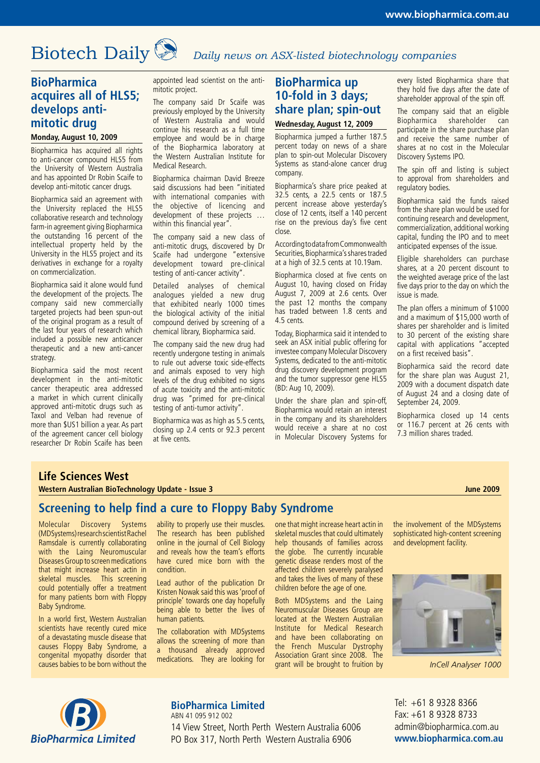# Biotech Daily

*Daily news on ASX-listed biotechnology companies*

## BioPharmica acquires all of HLS5; develops anti-mitotic drug

**Monday, August 10, 2009**

Biopharmica has acquired all rights to anti-cancer compound HLS5 from the University of Western Australia and has appointed Dr Robin Scaife to develop anti-mitotic cancer drugs.

Biopharmica said an agreement with the University replaced the HLS5 collaborative research and technology farm-in agreement giving Biopharmica the outstanding 16 percent of the intellectual property held by the University in the HLS5 project and its derivatives in exchange for a royalty on commercialization.

Biopharmica said it alone would fund the development of the projects. The company said new commercially targeted projects had been spun-out of the original program as a result of the last four years of research which included a possible new anticancer therapeutic and a new anti-cancer strategy.

Biopharmica said the most recent development in the anti-mitotic cancer therapeutic area addressed a market in which current clinically approved anti-mitotic drugs such as Taxol and Velban had revenue of more than $US1 billion a year. As part of the agreement cancer cell biology researcher Dr Robin Scaife has been appointed lead scientist on the anti-mitotic project.

The company said Dr Scaife was previously employed by the University of Western Australia and would continue his research as a full time employee and would be in charge of the Biopharmica laboratory at the Western Australian Institute for Medical Research.

Biopharmica chairman David Breeze said discussions had been "initiated with international companies with the objective of licencing and development of these projects … within this financial year".

The company said a new class of anti-mitotic drugs, discovered by Dr Scaife had undergone "extensive development toward pre-clinical testing of anti-cancer activity".

Detailed analyses of chemical analogues yielded a new drug that exhibited nearly 1000 times the biological activity of the initial compound derived by screening of a chemical library, Biopharmica said.

The company said the new drug had recently undergone testing in animals to rule out adverse toxic side-effects and animals exposed to very high levels of the drug exhibited no signs of acute toxicity and the anti-mitotic drug was "primed for pre-clinical testing of anti-tumor activity".

Biopharmica was as high as 5.5 cents, closing up 2.4 cents or 92.3 percent at five cents.

## BioPharmica up 10-fold in 3 days; share plan; spin-out

**Wednesday, August 12, 2009**

Biopharmica jumped a further 187.5 percent today on news of a share plan to spin-out Molecular Discovery Systems as stand-alone cancer drug company.

Biopharmica's share price peaked at 32.5 cents, a 22.5 cents or 187.5 percent increase above yesterday's close of 12 cents, itself a 140 percent rise on the previous day's five cent close.

According to data from Commonwealth Securities, Biopharmica's shares traded at a high of 32.5 cents at 10.19am.

Biopharmica closed at five cents on August 10, having closed on Friday August 7, 2009 at 2.6 cents. Over the past 12 months the company has traded between 1.8 cents and 4.5 cents.

Today, Biopharmica said it intended to seek an ASX initial public offering for investee company Molecular Discovery Systems, dedicated to the anti-mitotic drug discovery development program and the tumor suppressor gene HLS5 (BD: Aug 10, 2009).

Under the share plan and spin-off, Biopharmica would retain an interest in the company and its shareholders would receive a share at no cost in Molecular Discovery Systems for every listed Biopharmica share that they hold five days after the date of shareholder approval of the spin off.

The company said that an eligible Biopharmica shareholder can participate in the share purchase plan and receive the same number of shares at no cost in the Molecular Discovery Systems IPO.

The spin off and listing is subject to approval from shareholders and regulatory bodies.

Biopharmica said the funds raised from the share plan would be used for continuing research and development, commercialization, additional working capital, funding the IPO and to meet anticipated expenses of the issue.

Eligible shareholders can purchase shares, at a 20 percent discount to the weighted average price of the last five days prior to the day on which the issue is made.

The plan offers a minimum of $1000 and a maximum of $15,000 worth of shares per shareholder and is limited to 30 percent of the existing share capital with applications "accepted on a first received basis".

Biopharmica said the record date for the share plan was August 21, 2009 with a document dispatch date of August 24 and a closing date of September 24, 2009.

Biopharmica closed up 14 cents or 116.7 percent at 26 cents with 7.3 million shares traded.

---

## Life Sciences West

**Western Australian BioTechnology Update - Issue 3** **June 2009**

## Screening to help find a cure to Floppy Baby Syndrome

Molecular Discovery Systems (MDSystems) research scientist Rachel Ramsdale is currently collaborating with the Laing Neuromuscular Diseases Group to screen medications that might increase heart actin in skeletal muscles. This screening could potentially offer a treatment for many patients born with Floppy Baby Syndrome.

In a world first, Western Australian scientists have recently cured mice of a devastating muscle disease that causes Floppy Baby Syndrome, a congenital myopathy disorder that causes babies to be born without the ability to properly use their muscles. The research has been published online in the journal of Cell Biology and reveals how the team's efforts have cured mice born with the condition.

Lead author of the publication Dr Kristen Nowak said this was 'proof of principle' towards one day hopefully being able to better the lives of human patients.

The collaboration with MDSystems allows the screening of more than a thousand already approved medications. They are looking for one that might increase heart actin in skeletal muscles that could ultimately help thousands of families across the globe. The currently incurable genetic disease renders most of the affected children severely paralysed and takes the lives of many of these children before the age of one.

Both MDSystems and the Laing Neuromuscular Diseases Group are located at the Western Australian Institute for Medical Research and have been collaborating on the French Muscular Dystrophy Association Grant since 2008. The grant will be brought to fruition by the involvement of the MDSystems sophisticated high-content screening and development facility.

*InCell Analyser 1000*

---

**BioPharmica Limited**
ABN 41 095 912 002
14 View Street, North Perth Western Australia 6006
PO Box 317, North Perth Western Australia 6906

Tel: +61 8 9328 8366
Fax: +61 8 9328 8733
admin@biopharmica.com.au
**www.biopharmica.com.au**